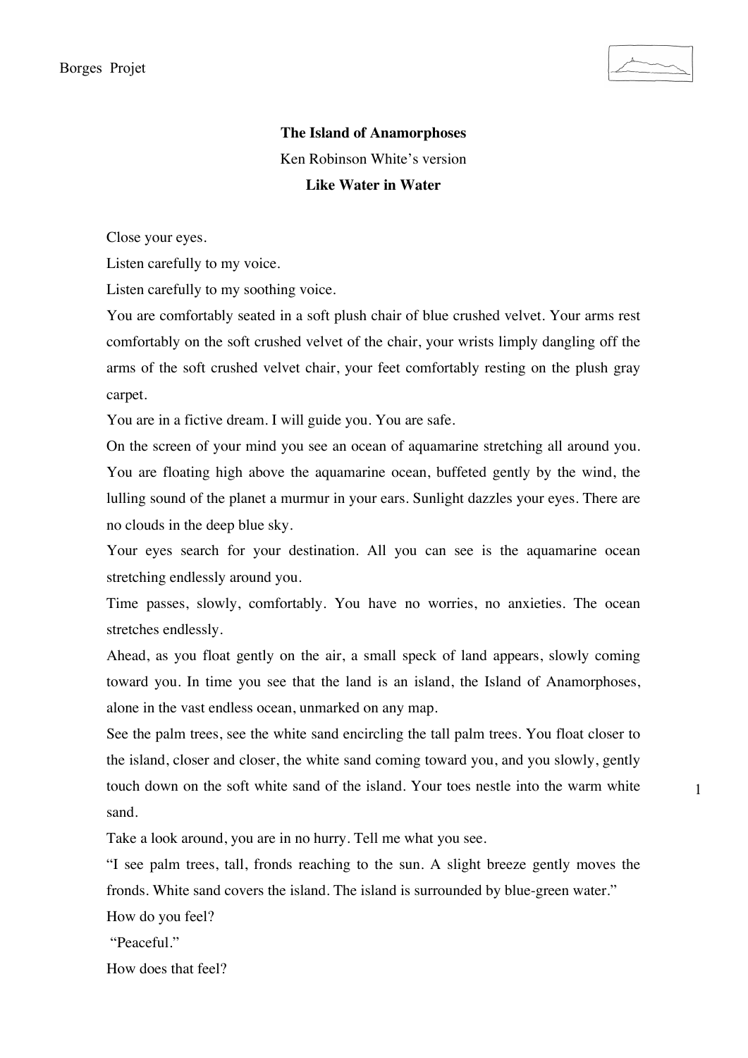**The Island of Anamorphoses**

Ken Robinson White's version

**Like Water in Water**

Close your eyes.

Listen carefully to my voice.

Listen carefully to my soothing voice.

You are comfortably seated in a soft plush chair of blue crushed velvet. Your arms rest comfortably on the soft crushed velvet of the chair, your wrists limply dangling off the arms of the soft crushed velvet chair, your feet comfortably resting on the plush gray carpet.

You are in a fictive dream. I will guide you. You are safe.

On the screen of your mind you see an ocean of aquamarine stretching all around you. You are floating high above the aquamarine ocean, buffeted gently by the wind, the lulling sound of the planet a murmur in your ears. Sunlight dazzles your eyes. There are no clouds in the deep blue sky.

Your eyes search for your destination. All you can see is the aquamarine ocean stretching endlessly around you.

Time passes, slowly, comfortably. You have no worries, no anxieties. The ocean stretches endlessly.

Ahead, as you float gently on the air, a small speck of land appears, slowly coming toward you. In time you see that the land is an island, the Island of Anamorphoses, alone in the vast endless ocean, unmarked on any map.

See the palm trees, see the white sand encircling the tall palm trees. You float closer to the island, closer and closer, the white sand coming toward you, and you slowly, gently touch down on the soft white sand of the island. Your toes nestle into the warm white sand.

Take a look around, you are in no hurry. Tell me what you see.

"I see palm trees, tall, fronds reaching to the sun. A slight breeze gently moves the fronds. White sand covers the island. The island is surrounded by blue-green water."

How do you feel?

"Peaceful."

How does that feel?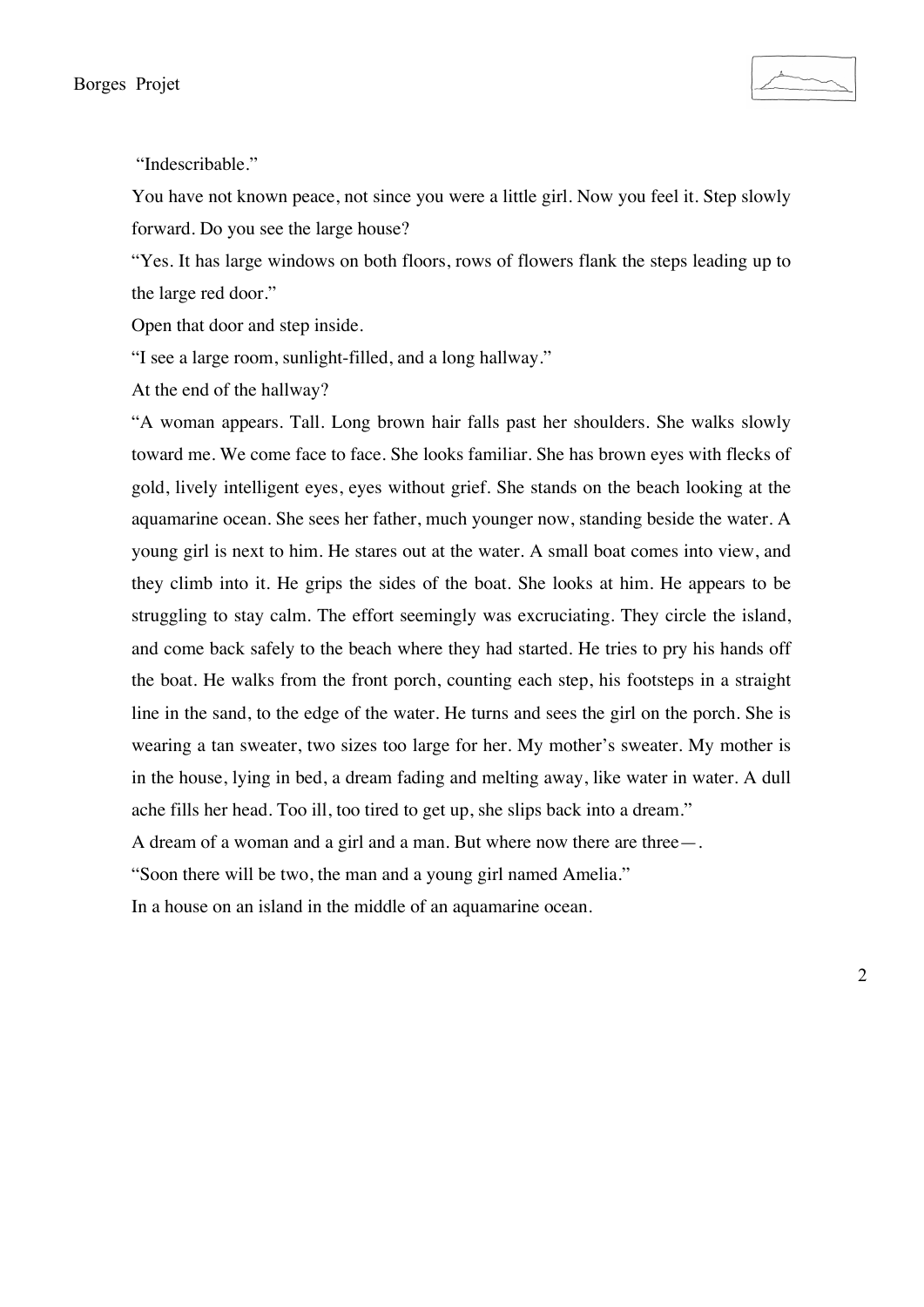"Indescribable."

You have not known peace, not since you were a little girl. Now you feel it. Step slowly forward. Do you see the large house?

"Yes. It has large windows on both floors, rows of flowers flank the steps leading up to the large red door."

Open that door and step inside.

"I see a large room, sunlight-filled, and a long hallway."

At the end of the hallway?

"A woman appears. Tall. Long brown hair falls past her shoulders. She walks slowly toward me. We come face to face. She looks familiar. She has brown eyes with flecks of gold, lively intelligent eyes, eyes without grief. She stands on the beach looking at the aquamarine ocean. She sees her father, much younger now, standing beside the water. A young girl is next to him. He stares out at the water. A small boat comes into view, and they climb into it. He grips the sides of the boat. She looks at him. He appears to be struggling to stay calm. The effort seemingly was excruciating. They circle the island, and come back safely to the beach where they had started. He tries to pry his hands off the boat. He walks from the front porch, counting each step, his footsteps in a straight line in the sand, to the edge of the water. He turns and sees the girl on the porch. She is wearing a tan sweater, two sizes too large for her. My mother's sweater. My mother is in the house, lying in bed, a dream fading and melting away, like water in water. A dull ache fills her head. Too ill, too tired to get up, she slips back into a dream."

A dream of a woman and a girl and a man. But where now there are three—.

"Soon there will be two, the man and a young girl named Amelia."

In a house on an island in the middle of an aquamarine ocean.